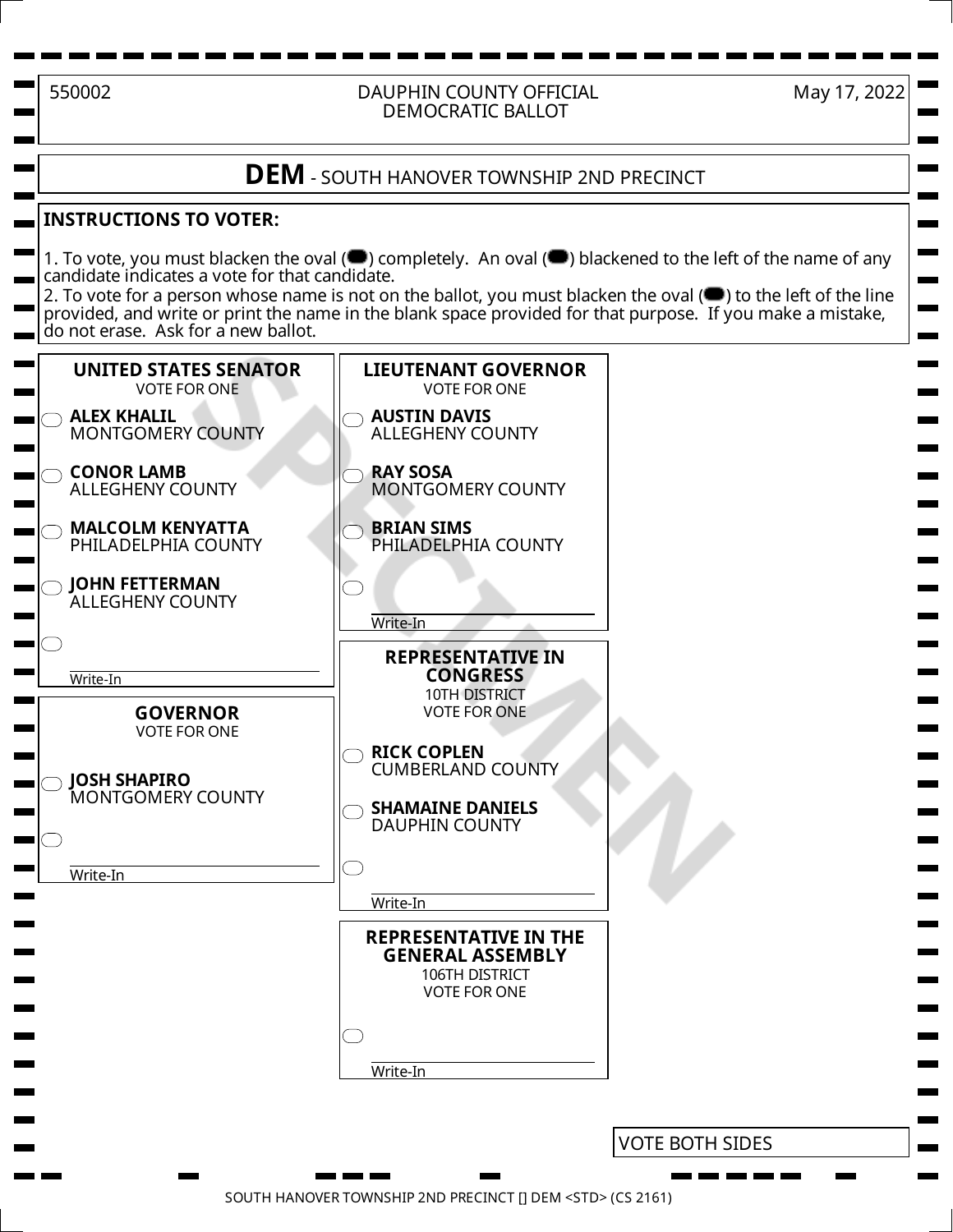550002

DAUPHIN COUNTY OFFICIAL
DEMOCRATIC BALLOT

May 17, 2022

# DEM - SOUTH HANOVER TOWNSHIP 2ND PRECINCT

**INSTRUCTIONS TO VOTER:**

1. To vote, you must blacken the oval (⬬) completely. An oval (⬬) blackened to the left of the name of any candidate indicates a vote for that candidate.
2. To vote for a person whose name is not on the ballot, you must blacken the oval (⬬) to the left of the line provided, and write or print the name in the blank space provided for that purpose. If you make a mistake, do not erase. Ask for a new ballot.

## UNITED STATES SENATOR
VOTE FOR ONE

- ⬭ **ALEX KHALIL** MONTGOMERY COUNTY
- ⬭ **CONOR LAMB** ALLEGHENY COUNTY
- ⬭ **MALCOLM KENYATTA** PHILADELPHIA COUNTY
- ⬭ **JOHN FETTERMAN** ALLEGHENY COUNTY
- ⬭ ____________ Write-In

## GOVERNOR
VOTE FOR ONE

- ⬭ **JOSH SHAPIRO** MONTGOMERY COUNTY
- ⬭ ____________ Write-In

## LIEUTENANT GOVERNOR
VOTE FOR ONE

- ⬭ **AUSTIN DAVIS** ALLEGHENY COUNTY
- ⬭ **RAY SOSA** MONTGOMERY COUNTY
- ⬭ **BRIAN SIMS** PHILADELPHIA COUNTY
- ⬭ ____________ Write-In

## REPRESENTATIVE IN CONGRESS
10TH DISTRICT
VOTE FOR ONE

- ⬭ **RICK COPLEN** CUMBERLAND COUNTY
- ⬭ **SHAMAINE DANIELS** DAUPHIN COUNTY
- ⬭ ____________ Write-In

## REPRESENTATIVE IN THE GENERAL ASSEMBLY
106TH DISTRICT
VOTE FOR ONE

- ⬭ ____________ Write-In

VOTE BOTH SIDES

SOUTH HANOVER TOWNSHIP 2ND PRECINCT [] DEM <STD> (CS 2161)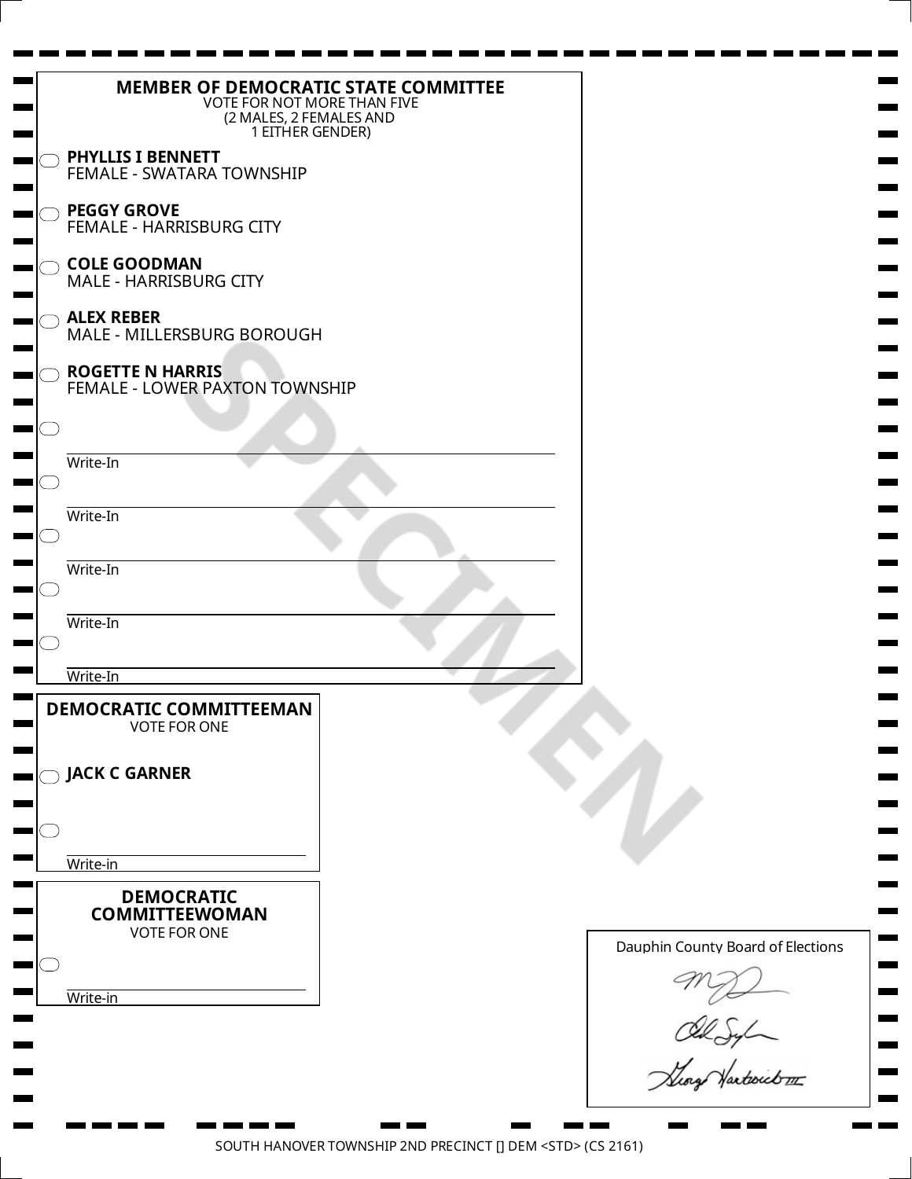## MEMBER OF DEMOCRATIC STATE COMMITTEE

VOTE FOR NOT MORE THAN FIVE
(2 MALES, 2 FEMALES AND
1 EITHER GENDER)

- **PHYLLIS I BENNETT**
  FEMALE - SWATARA TOWNSHIP
- **PEGGY GROVE**
  FEMALE - HARRISBURG CITY
- **COLE GOODMAN**
  MALE - HARRISBURG CITY
- **ALEX REBER**
  MALE - MILLERSBURG BOROUGH
- **ROGETTE N HARRIS**
  FEMALE - LOWER PAXTON TOWNSHIP
- Write-In
- Write-In
- Write-In
- Write-In
- Write-In

## DEMOCRATIC COMMITTEEMAN

VOTE FOR ONE

- **JACK C GARNER**
- Write-in

## DEMOCRATIC COMMITTEEWOMAN

VOTE FOR ONE

- Write-in

SPECIMEN

Dauphin County Board of Elections

SOUTH HANOVER TOWNSHIP 2ND PRECINCT [] DEM <STD> (CS 2161)